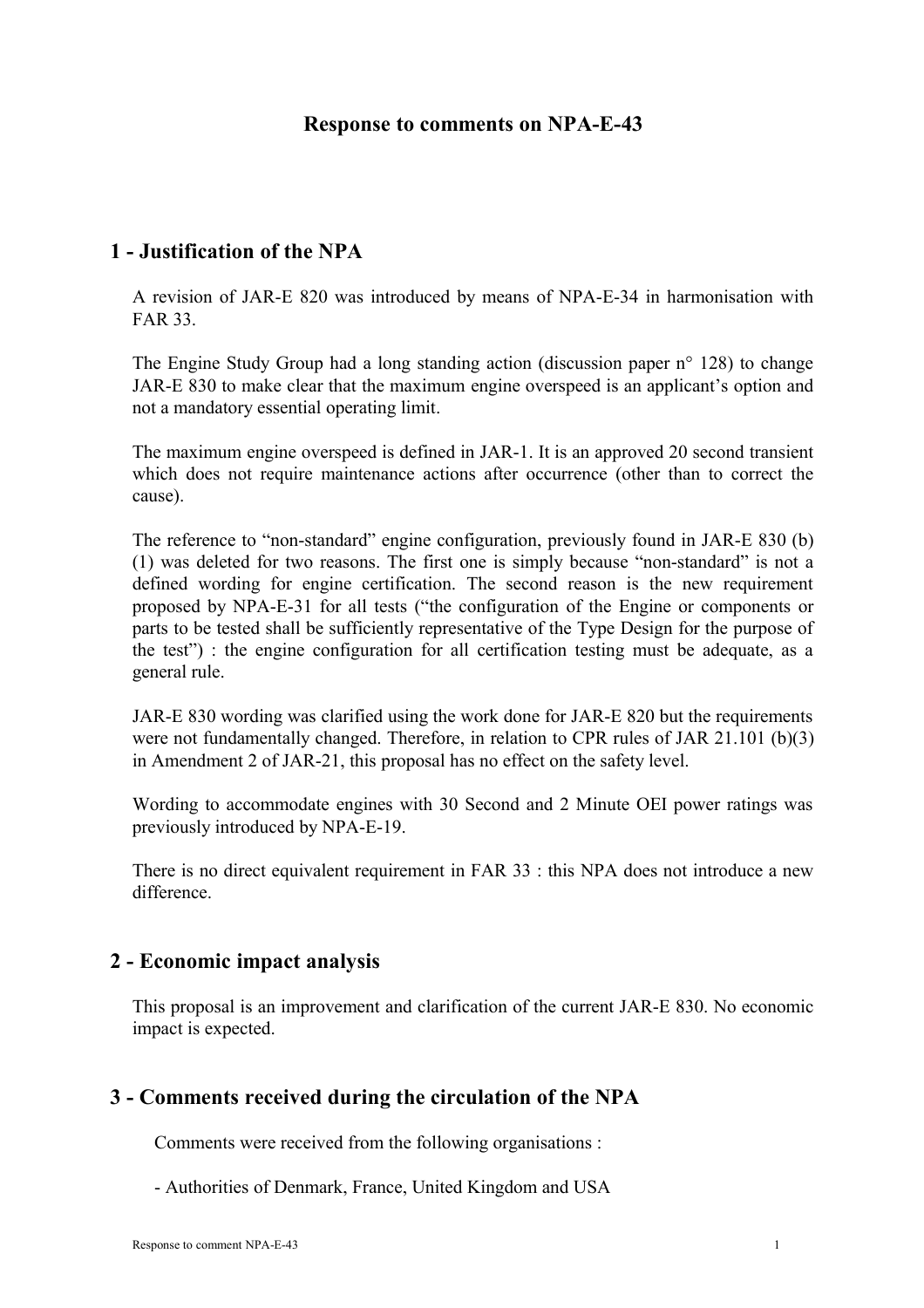# Response to comments on NPA-E-43

## 1 - Justification of the NPA

A revision of JAR-E 820 was introduced by means of NPA-E-34 in harmonisation with FAR 33.

The Engine Study Group had a long standing action (discussion paper n° 128) to change JAR-E 830 to make clear that the maximum engine overspeed is an applicant's option and not a mandatory essential operating limit.

The maximum engine overspeed is defined in JAR-1. It is an approved 20 second transient which does not require maintenance actions after occurrence (other than to correct the cause).

The reference to "non-standard" engine configuration, previously found in JAR-E 830 (b) (1) was deleted for two reasons. The first one is simply because "non-standard" is not a defined wording for engine certification. The second reason is the new requirement proposed by NPA-E-31 for all tests ("the configuration of the Engine or components or parts to be tested shall be sufficiently representative of the Type Design for the purpose of the test") : the engine configuration for all certification testing must be adequate, as a general rule.

JAR-E 830 wording was clarified using the work done for JAR-E 820 but the requirements were not fundamentally changed. Therefore, in relation to CPR rules of JAR 21.101 (b)(3) in Amendment 2 of JAR-21, this proposal has no effect on the safety level.

Wording to accommodate engines with 30 Second and 2 Minute OEI power ratings was previously introduced by NPA-E-19.

There is no direct equivalent requirement in FAR 33 : this NPA does not introduce a new difference.

## 2 - Economic impact analysis

This proposal is an improvement and clarification of the current JAR-E 830. No economic impact is expected.

## 3 - Comments received during the circulation of the NPA

Comments were received from the following organisations :

- Authorities of Denmark, France, United Kingdom and USA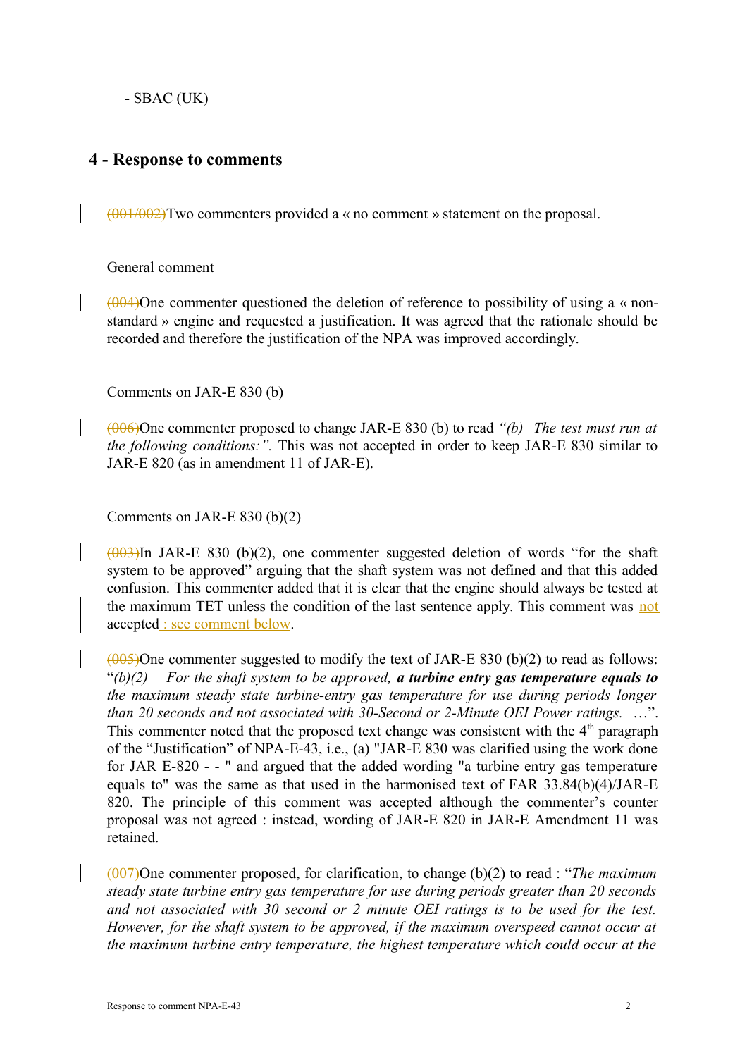- SBAC (UK)

## 4 - Response to comments

~~(001/002)~~Two commenters provided a « no comment » statement on the proposal.

General comment

~~(004)~~One commenter questioned the deletion of reference to possibility of using a « non-standard » engine and requested a justification. It was agreed that the rationale should be recorded and therefore the justification of the NPA was improved accordingly.

Comments on JAR-E 830 (b)

~~(006)~~One commenter proposed to change JAR-E 830 (b) to read *"(b) The test must run at the following conditions:".* This was not accepted in order to keep JAR-E 830 similar to JAR-E 820 (as in amendment 11 of JAR-E).

Comments on JAR-E 830 (b)(2)

~~(003)~~In JAR-E 830 (b)(2), one commenter suggested deletion of words "for the shaft system to be approved" arguing that the shaft system was not defined and that this added confusion. This commenter added that it is clear that the engine should always be tested at the maximum TET unless the condition of the last sentence apply. This comment was not accepted : see comment below.

~~(005)~~One commenter suggested to modify the text of JAR-E 830 (b)(2) to read as follows: "*(b)(2) For the shaft system to be approved,* ***a turbine entry gas temperature equals to*** *the maximum steady state turbine-entry gas temperature for use during periods longer than 20 seconds and not associated with 30-Second or 2-Minute OEI Power ratings. …*". This commenter noted that the proposed text change was consistent with the 4th paragraph of the "Justification" of NPA-E-43, i.e., (a) "JAR-E 830 was clarified using the work done for JAR E-820 - - " and argued that the added wording "a turbine entry gas temperature equals to" was the same as that used in the harmonised text of FAR 33.84(b)(4)/JAR-E 820. The principle of this comment was accepted although the commenter's counter proposal was not agreed : instead, wording of JAR-E 820 in JAR-E Amendment 11 was retained.

~~(007)~~One commenter proposed, for clarification, to change (b)(2) to read : "*The maximum steady state turbine entry gas temperature for use during periods greater than 20 seconds and not associated with 30 second or 2 minute OEI ratings is to be used for the test. However, for the shaft system to be approved, if the maximum overspeed cannot occur at the maximum turbine entry temperature, the highest temperature which could occur at the*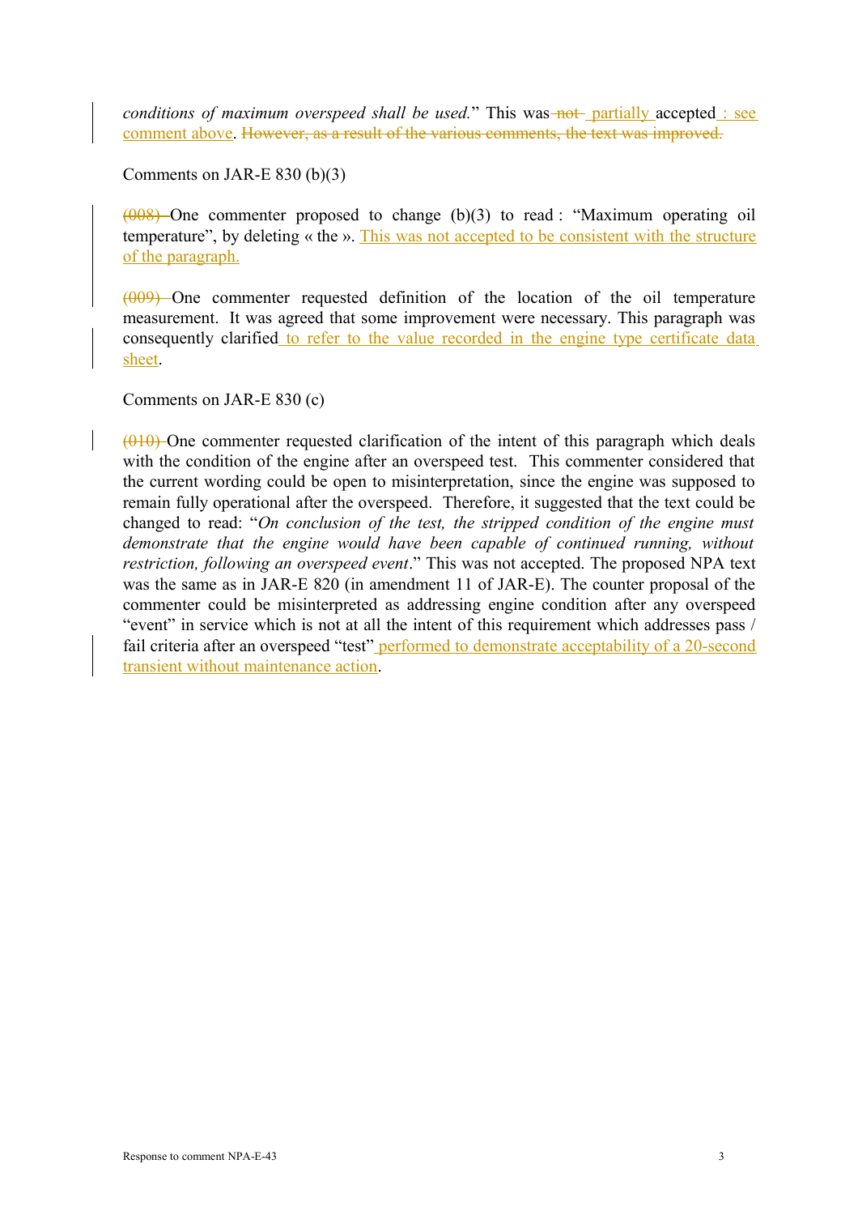*conditions of maximum overspeed shall be used.*" This was ~~not~~ partially accepted : see comment above. ~~However, as a result of the various comments, the text was improved.~~

Comments on JAR-E 830 (b)(3)

~~(008)~~ One commenter proposed to change (b)(3) to read : "Maximum operating oil temperature", by deleting « the ». This was not accepted to be consistent with the structure of the paragraph.

~~(009)~~ One commenter requested definition of the location of the oil temperature measurement. It was agreed that some improvement were necessary. This paragraph was consequently clarified to refer to the value recorded in the engine type certificate data sheet.

Comments on JAR-E 830 (c)

~~(010)~~ One commenter requested clarification of the intent of this paragraph which deals with the condition of the engine after an overspeed test. This commenter considered that the current wording could be open to misinterpretation, since the engine was supposed to remain fully operational after the overspeed. Therefore, it suggested that the text could be changed to read: "*On conclusion of the test, the stripped condition of the engine must demonstrate that the engine would have been capable of continued running, without restriction, following an overspeed event*." This was not accepted. The proposed NPA text was the same as in JAR-E 820 (in amendment 11 of JAR-E). The counter proposal of the commenter could be misinterpreted as addressing engine condition after any overspeed "event" in service which is not at all the intent of this requirement which addresses pass / fail criteria after an overspeed "test" performed to demonstrate acceptability of a 20-second transient without maintenance action.